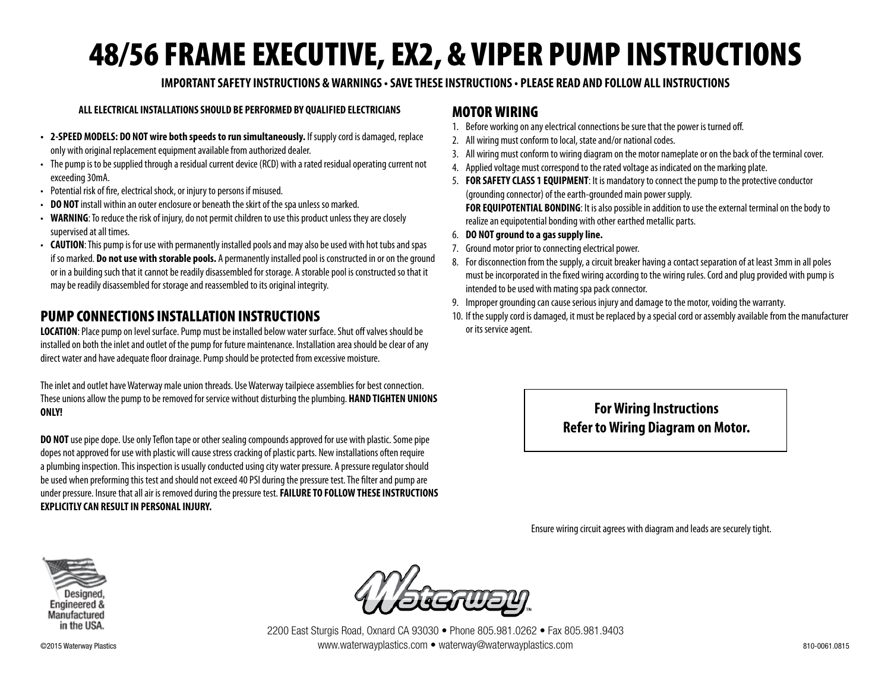# 48/56 FRAME EXECUTIVE, EX2, & VIPER PUMP INSTRUCTIONS

**IMPORTANT SAFETY INSTRUCTIONS & WARNINGS • SAVE THESE INSTRUCTIONS • PLEASE READ AND FOLLOW ALL INSTRUCTIONS**

**ALL ELECTRICAL INSTALLATIONS SHOULD BE PERFORMED BY QUALIFIED ELECTRICIANS**

- **2-SPEED MODELS: DO NOT wire both speeds to run simultaneously.** If supply cord is damaged, replace only with original replacement equipment available from authorized dealer.
- The pump is to be supplied through a residual current device (RCD) with a rated residual operating current not exceeding 30mA.
- Potential risk of fire, electrical shock, or injury to persons if misused.
- **DO NOT** install within an outer enclosure or beneath the skirt of the spa unless so marked.
- **WARNING**: To reduce the risk of injury, do not permit children to use this product unless they are closely supervised at all times.
- **CAUTION**: This pump is for use with permanently installed pools and may also be used with hot tubs and spas if so marked. **Do not use with storable pools.** A permanently installed pool is constructed in or on the ground or in a building such that it cannot be readily disassembled for storage. A storable pool is constructed so that it may be readily disassembled for storage and reassembled to its original integrity.

## PUMP CONNECTIONS INSTALLATION INSTRUCTIONS

**LOCATION**: Place pump on level surface. Pump must be installed below water surface. Shut off valves should be installed on both the inlet and outlet of the pump for future maintenance. Installation area should be clear of any direct water and have adequate floor drainage. Pump should be protected from excessive moisture.

The inlet and outlet have Waterway male union threads. Use Waterway tailpiece assemblies for best connection. These unions allow the pump to be removed for service without disturbing the plumbing. **HAND TIGHTEN UNIONS ONLY!**

**DO NOT** use pipe dope. Use only Teflon tape or other sealing compounds approved for use with plastic. Some pipe dopes not approved for use with plastic will cause stress cracking of plastic parts. New installations often require a plumbing inspection. This inspection is usually conducted using city water pressure. A pressure regulator should be used when preforming this test and should not exceed 40 PSI during the pressure test. The filter and pump are under pressure. Insure that all air is removed during the pressure test. **FAILURE TO FOLLOW THESE INSTRUCTIONS EXPLICITLY CAN RESULT IN PERSONAL INJURY.**

## MOTOR WIRING

1. Before working on any electrical connections be sure that the power is turned off.
2. All wiring must conform to local, state and/or national codes.
3. All wiring must conform to wiring diagram on the motor nameplate or on the back of the terminal cover.
4. Applied voltage must correspond to the rated voltage as indicated on the marking plate.
5. **FOR SAFETY CLASS 1 EQUIPMENT**: It is mandatory to connect the pump to the protective conductor (grounding connector) of the earth-grounded main power supply.
   **FOR EQUIPOTENTIAL BONDING**: It is also possible in addition to use the external terminal on the body to realize an equipotential bonding with other earthed metallic parts.
6. **DO NOT ground to a gas supply line.**
7. Ground motor prior to connecting electrical power.
8. For disconnection from the supply, a circuit breaker having a contact separation of at least 3mm in all poles must be incorporated in the fixed wiring according to the wiring rules. Cord and plug provided with pump is intended to be used with mating spa pack connector.
9. Improper grounding can cause serious injury and damage to the motor, voiding the warranty.
10. If the supply cord is damaged, it must be replaced by a special cord or assembly available from the manufacturer or its service agent.

**For Wiring Instructions**
**Refer to Wiring Diagram on Motor.**

Ensure wiring circuit agrees with diagram and leads are securely tight.

Designed, Engineered & Manufactured in the USA.

Waterway™

2200 East Sturgis Road, Oxnard CA 93030 • Phone 805.981.0262 • Fax 805.981.9403
www.waterwayplastics.com • waterway@waterwayplastics.com

©2015 Waterway Plastics

810-0061.0815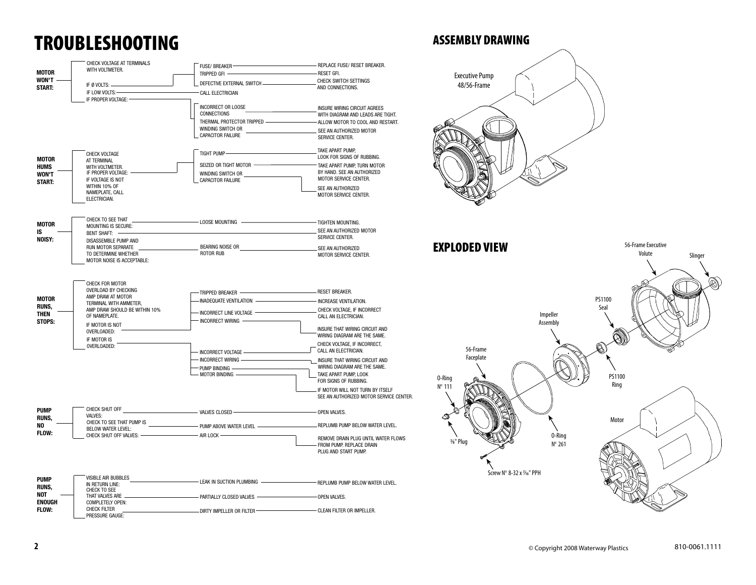# TROUBLESHOOTING

**MOTOR WON'T START:**

- CHECK VOLTAGE AT TERMINALS WITH VOLTMETER.
- IF Ø VOLTS:
  - FUSE/ BREAKER — REPLACE FUSE/ RESET BREAKER.
  - TRIPPED GFI — RESET GFI.
  - DEFECTIVE EXTERNAL SWITCH — CHECK SWITCH SETTINGS AND CONNECTIONS.
- IF LOW VOLTS: — CALL ELECTRICIAN
- IF PROPER VOLTAGE:
  - INCORRECT OR LOOSE CONNECTIONS — INSURE WIRING CIRCUIT AGREES WITH DIAGRAM AND LEADS ARE TIGHT.
  - THERMAL PROTECTOR TRIPPED — ALLOW MOTOR TO COOL AND RESTART.
  - WINDING SWITCH OR CAPACITOR FAILURE — SEE AN AUTHORIZED MOTOR SERVICE CENTER.

**MOTOR HUMS WON'T START:**

- CHECK VOLTAGE AT TERMINAL WITH VOLTMETER.
- IF PROPER VOLTAGE:
  - TIGHT PUMP — TAKE APART PUMP, LOOK FOR SIGNS OF RUBBING.
  - SEIZED OR TIGHT MOTOR — TAKE APART PUMP, TURN MOTOR BY HAND. SEE AN AUTHORIZED MOTOR SERVICE CENTER.
  - WINDING SWITCH OR CAPACITOR FAILURE — SEE AN AUTHORIZED MOTOR SERVICE CENTER.
- IF VOLTAGE IS NOT WITHIN 10% OF NAMEPLATE, CALL ELECTRICIAN.

**MOTOR IS NOISY:**

- CHECK TO SEE THAT MOUNTING IS SECURE: — LOOSE MOUNTING — TIGHTEN MOUNTING.
- BENT SHAFT: — SEE AN AUTHORIZED MOTOR SERVICE CENTER.
- DISASSEMBLE PUMP AND RUN MOTOR SEPARATE TO DETERMINE WHETHER MOTOR NOISE IS ACCEPTABLE: — BEARING NOISE OR ROTOR RUB — SEE AN AUTHORIZED MOTOR SERVICE CENTER.

**MOTOR RUNS, THEN STOPS:**

- CHECK FOR MOTOR OVERLOAD BY CHECKING AMP DRAW AT MOTOR TERMINAL WITH AMMETER, AMP DRAW SHOULD BE WITHIN 10% OF NAMEPLATE.
- IF MOTOR IS NOT OVERLOADED:
  - TRIPPED BREAKER — RESET BREAKER.
  - INADEQUATE VENTILATION — INCREASE VENTILATION.
  - INCORRECT LINE VOLTAGE — CHECK VOLTAGE, IF INCORRECT CALL AN ELECTRICIAN.
  - INCORRECT WIRING — INSURE THAT WIRING CIRCUIT AND WIRING DIAGRAM ARE THE SAME.
- IF MOTOR IS OVERLOADED:
  - INCORRECT VOLTAGE — CHECK VOLTAGE, IF INCORRECT, CALL AN ELECTRICIAN.
  - INCORRECT WIRING — INSURE THAT WIRING CIRCUIT AND WIRING DIAGRAM ARE THE SAME.
  - PUMP BINDING / MOTOR BINDING — TAKE APART PUMP, LOOK FOR SIGNS OF RUBBING. IF MOTOR WILL NOT TURN BY ITSELF SEE AN AUTHORIZED MOTOR SERVICE CENTER.

**PUMP RUNS, NO FLOW:**

- CHECK SHUT OFF VALVES: — VALVES CLOSED — OPEN VALVES.
- CHECK TO SEE THAT PUMP IS BELOW WATER LEVEL: — PUMP ABOVE WATER LEVEL — REPLUMB PUMP BELOW WATER LEVEL.
- CHECK SHUT OFF VALVES: — AIR LOCK — REMOVE DRAIN PLUG UNTIL WATER FLOWS FROM PUMP. REPLACE DRAIN PLUG AND START PUMP.

**PUMP RUNS, NOT ENOUGH FLOW:**

- VISIBLE AIR BUBBLES IN RETURN LINE: — LEAK IN SUCTION PLUMBING — REPLUMB PUMP BELOW WATER LEVEL.
- CHECK TO SEE THAT VALVES ARE COMPLETELY OPEN: — PARTIALLY CLOSED VALVES — OPEN VALVES.
- CHECK FILTER PRESSURE GAUGE: — DIRTY IMPELLER OR FILTER — CLEAN FILTER OR IMPELLER.

# ASSEMBLY DRAWING

Executive Pump 48/56-Frame

# EXPLODED VIEW

56-Frame Executive Volute

Slinger

PS1100 Seal

Impeller Assembly

56-Frame Faceplate

PS1100 Ring

O-Ring N° 111

Motor

⅜" Plug

O-Ring N° 261

Screw N° 8-32 x 7/16" PPH

© Copyright 2008 Waterway Plastics

810-0061.1111